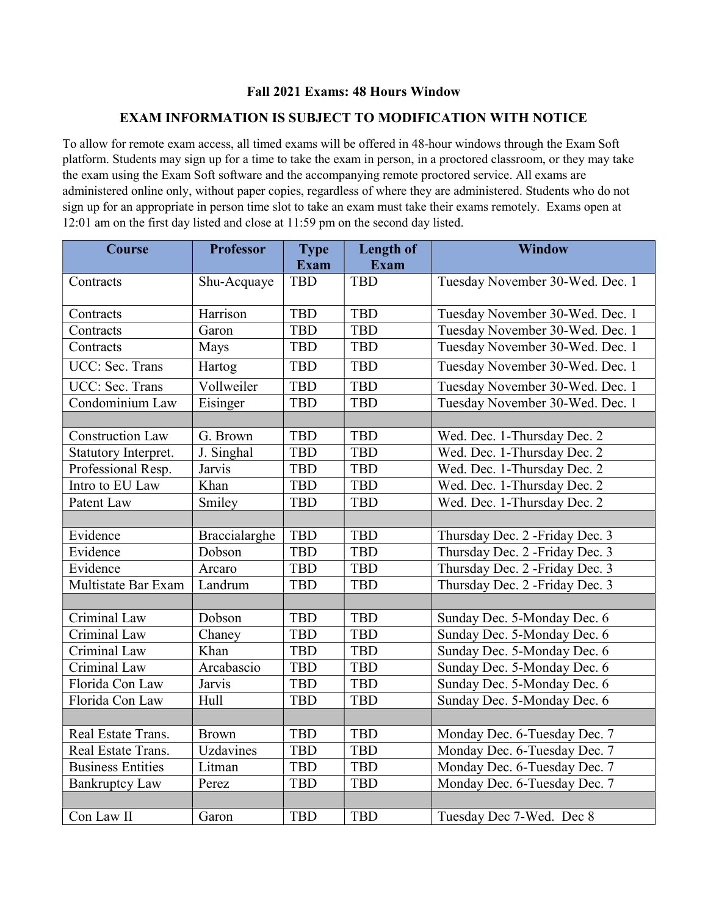**Fall 2021 Exams: 48 Hours Window**

**EXAM INFORMATION IS SUBJECT TO MODIFICATION WITH NOTICE**

To allow for remote exam access, all timed exams will be offered in 48-hour windows through the Exam Soft platform. Students may sign up for a time to take the exam in person, in a proctored classroom, or they may take the exam using the Exam Soft software and the accompanying remote proctored service. All exams are administered online only, without paper copies, regardless of where they are administered. Students who do not sign up for an appropriate in person time slot to take an exam must take their exams remotely. Exams open at 12:01 am on the first day listed and close at 11:59 pm on the second day listed.

| Course | Professor | Type Exam | Length of Exam | Window |
|---|---|---|---|---|
| Contracts | Shu-Acquaye | TBD | TBD | Tuesday November 30-Wed. Dec. 1 |
| Contracts | Harrison | TBD | TBD | Tuesday November 30-Wed. Dec. 1 |
| Contracts | Garon | TBD | TBD | Tuesday November 30-Wed. Dec. 1 |
| Contracts | Mays | TBD | TBD | Tuesday November 30-Wed. Dec. 1 |
| UCC: Sec. Trans | Hartog | TBD | TBD | Tuesday November 30-Wed. Dec. 1 |
| UCC: Sec. Trans | Vollweiler | TBD | TBD | Tuesday November 30-Wed. Dec. 1 |
| Condominium Law | Eisinger | TBD | TBD | Tuesday November 30-Wed. Dec. 1 |
| | | | | |
| Construction Law | G. Brown | TBD | TBD | Wed. Dec. 1-Thursday Dec. 2 |
| Statutory Interpret. | J. Singhal | TBD | TBD | Wed. Dec. 1-Thursday Dec. 2 |
| Professional Resp. | Jarvis | TBD | TBD | Wed. Dec. 1-Thursday Dec. 2 |
| Intro to EU Law | Khan | TBD | TBD | Wed. Dec. 1-Thursday Dec. 2 |
| Patent Law | Smiley | TBD | TBD | Wed. Dec. 1-Thursday Dec. 2 |
| | | | | |
| Evidence | Braccialarghe | TBD | TBD | Thursday Dec. 2 -Friday Dec. 3 |
| Evidence | Dobson | TBD | TBD | Thursday Dec. 2 -Friday Dec. 3 |
| Evidence | Arcaro | TBD | TBD | Thursday Dec. 2 -Friday Dec. 3 |
| Multistate Bar Exam | Landrum | TBD | TBD | Thursday Dec. 2 -Friday Dec. 3 |
| | | | | |
| Criminal Law | Dobson | TBD | TBD | Sunday Dec. 5-Monday Dec. 6 |
| Criminal Law | Chaney | TBD | TBD | Sunday Dec. 5-Monday Dec. 6 |
| Criminal Law | Khan | TBD | TBD | Sunday Dec. 5-Monday Dec. 6 |
| Criminal Law | Arcabascio | TBD | TBD | Sunday Dec. 5-Monday Dec. 6 |
| Florida Con Law | Jarvis | TBD | TBD | Sunday Dec. 5-Monday Dec. 6 |
| Florida Con Law | Hull | TBD | TBD | Sunday Dec. 5-Monday Dec. 6 |
| | | | | |
| Real Estate Trans. | Brown | TBD | TBD | Monday Dec. 6-Tuesday Dec. 7 |
| Real Estate Trans. | Uzdavines | TBD | TBD | Monday Dec. 6-Tuesday Dec. 7 |
| Business Entities | Litman | TBD | TBD | Monday Dec. 6-Tuesday Dec. 7 |
| Bankruptcy Law | Perez | TBD | TBD | Monday Dec. 6-Tuesday Dec. 7 |
| | | | | |
| Con Law II | Garon | TBD | TBD | Tuesday Dec 7-Wed. Dec 8 |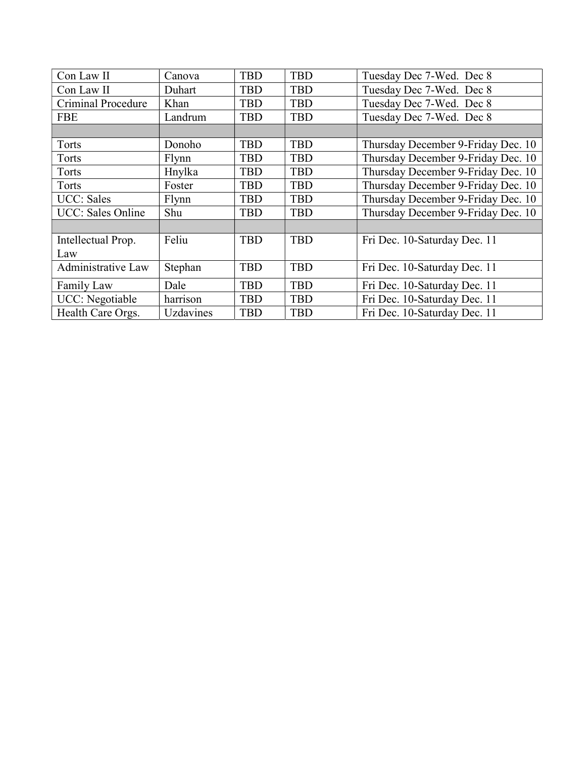| | | | | |
|---|---|---|---|---|
| Con Law II | Canova | TBD | TBD | Tuesday Dec 7-Wed. Dec 8 |
| Con Law II | Duhart | TBD | TBD | Tuesday Dec 7-Wed. Dec 8 |
| Criminal Procedure | Khan | TBD | TBD | Tuesday Dec 7-Wed. Dec 8 |
| FBE | Landrum | TBD | TBD | Tuesday Dec 7-Wed. Dec 8 |
| | | | | |
| Torts | Donoho | TBD | TBD | Thursday December 9-Friday Dec. 10 |
| Torts | Flynn | TBD | TBD | Thursday December 9-Friday Dec. 10 |
| Torts | Hnylka | TBD | TBD | Thursday December 9-Friday Dec. 10 |
| Torts | Foster | TBD | TBD | Thursday December 9-Friday Dec. 10 |
| UCC: Sales | Flynn | TBD | TBD | Thursday December 9-Friday Dec. 10 |
| UCC: Sales Online | Shu | TBD | TBD | Thursday December 9-Friday Dec. 10 |
| | | | | |
| Intellectual Prop. Law | Feliu | TBD | TBD | Fri Dec. 10-Saturday Dec. 11 |
| Administrative Law | Stephan | TBD | TBD | Fri Dec. 10-Saturday Dec. 11 |
| Family Law | Dale | TBD | TBD | Fri Dec. 10-Saturday Dec. 11 |
| UCC: Negotiable | harrison | TBD | TBD | Fri Dec. 10-Saturday Dec. 11 |
| Health Care Orgs. | Uzdavines | TBD | TBD | Fri Dec. 10-Saturday Dec. 11 |